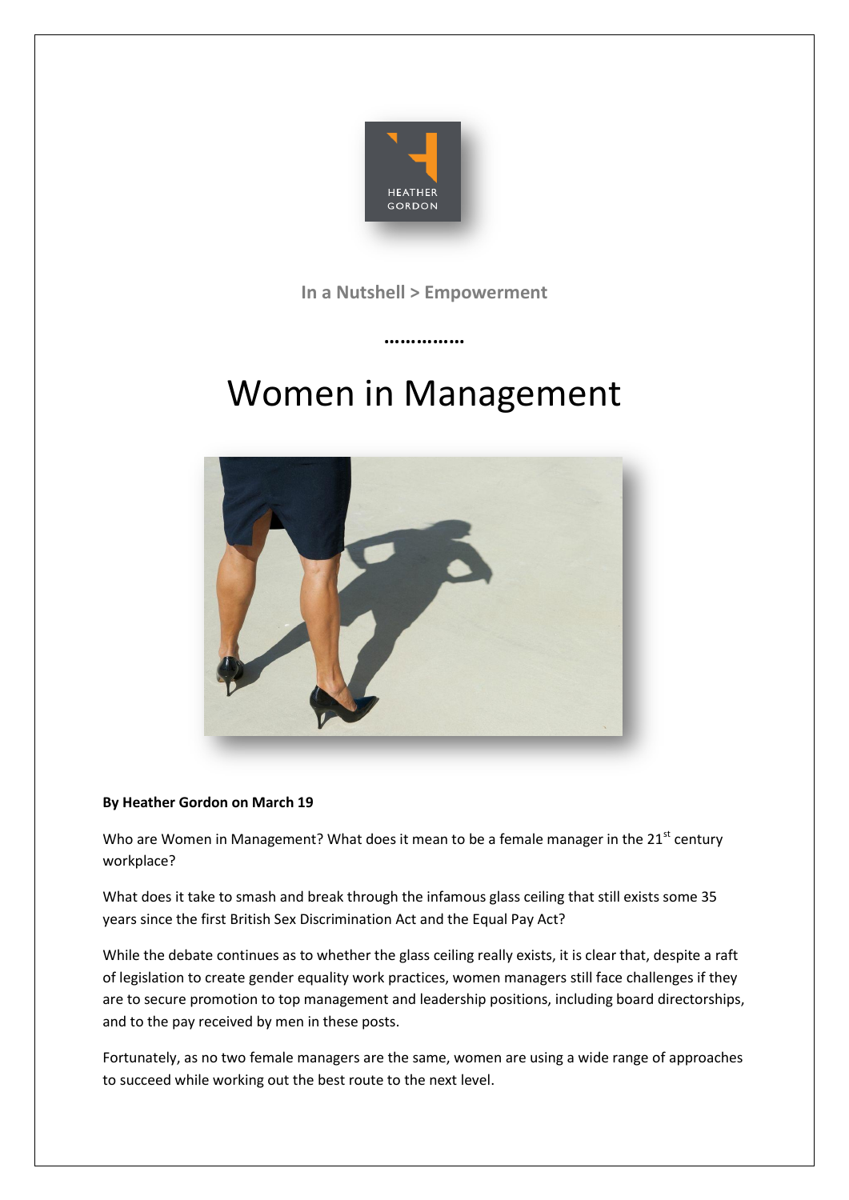In a Nutshell > Empowerment

……………

# Women in Management

**By Heather Gordon on March 19**

Who are Women in Management? What does it mean to be a female manager in the 21st century workplace?

What does it take to smash and break through the infamous glass ceiling that still exists some 35 years since the first British Sex Discrimination Act and the Equal Pay Act?

While the debate continues as to whether the glass ceiling really exists, it is clear that, despite a raft of legislation to create gender equality work practices, women managers still face challenges if they are to secure promotion to top management and leadership positions, including board directorships, and to the pay received by men in these posts.

Fortunately, as no two female managers are the same, women are using a wide range of approaches to succeed while working out the best route to the next level.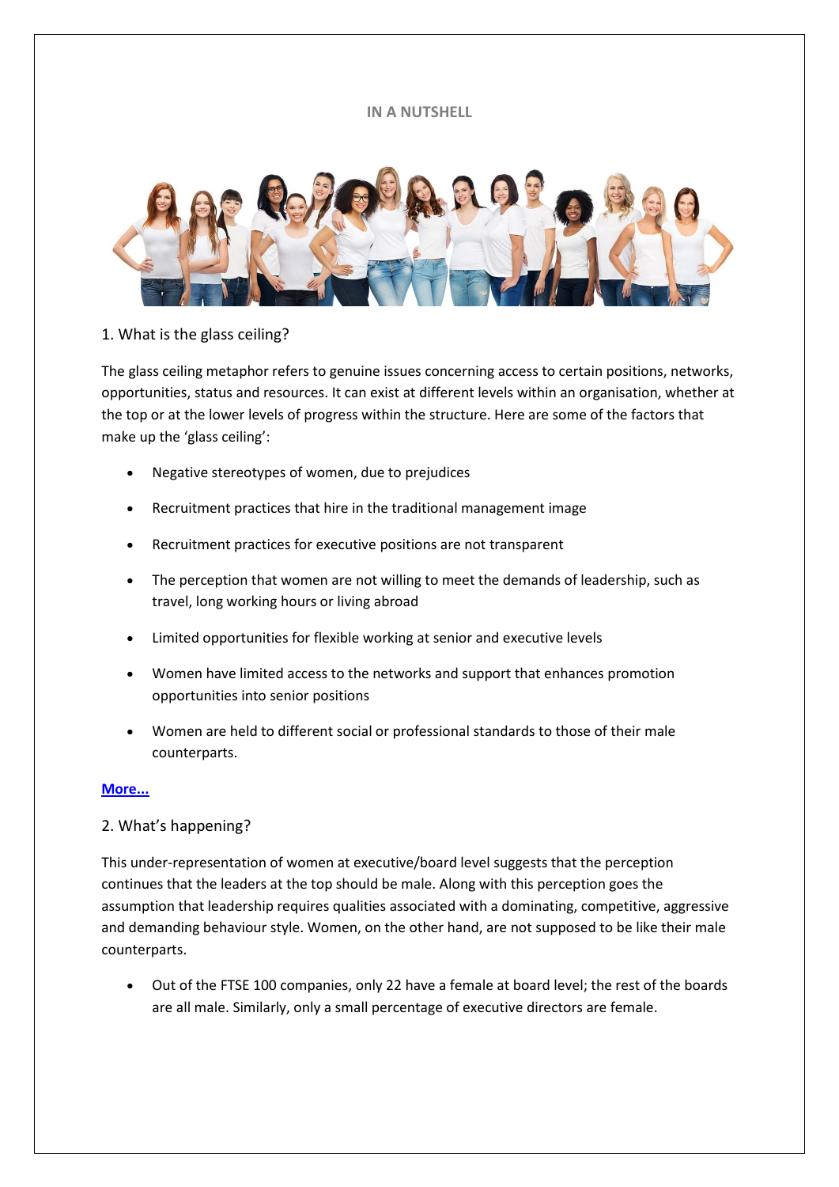## IN A NUTSHELL

### 1. What is the glass ceiling?

The glass ceiling metaphor refers to genuine issues concerning access to certain positions, networks, opportunities, status and resources. It can exist at different levels within an organisation, whether at the top or at the lower levels of progress within the structure. Here are some of the factors that make up the 'glass ceiling':

- Negative stereotypes of women, due to prejudices
- Recruitment practices that hire in the traditional management image
- Recruitment practices for executive positions are not transparent
- The perception that women are not willing to meet the demands of leadership, such as travel, long working hours or living abroad
- Limited opportunities for flexible working at senior and executive levels
- Women have limited access to the networks and support that enhances promotion opportunities into senior positions
- Women are held to different social or professional standards to those of their male counterparts.

**More...**

### 2. What's happening?

This under-representation of women at executive/board level suggests that the perception continues that the leaders at the top should be male. Along with this perception goes the assumption that leadership requires qualities associated with a dominating, competitive, aggressive and demanding behaviour style. Women, on the other hand, are not supposed to be like their male counterparts.

- Out of the FTSE 100 companies, only 22 have a female at board level; the rest of the boards are all male. Similarly, only a small percentage of executive directors are female.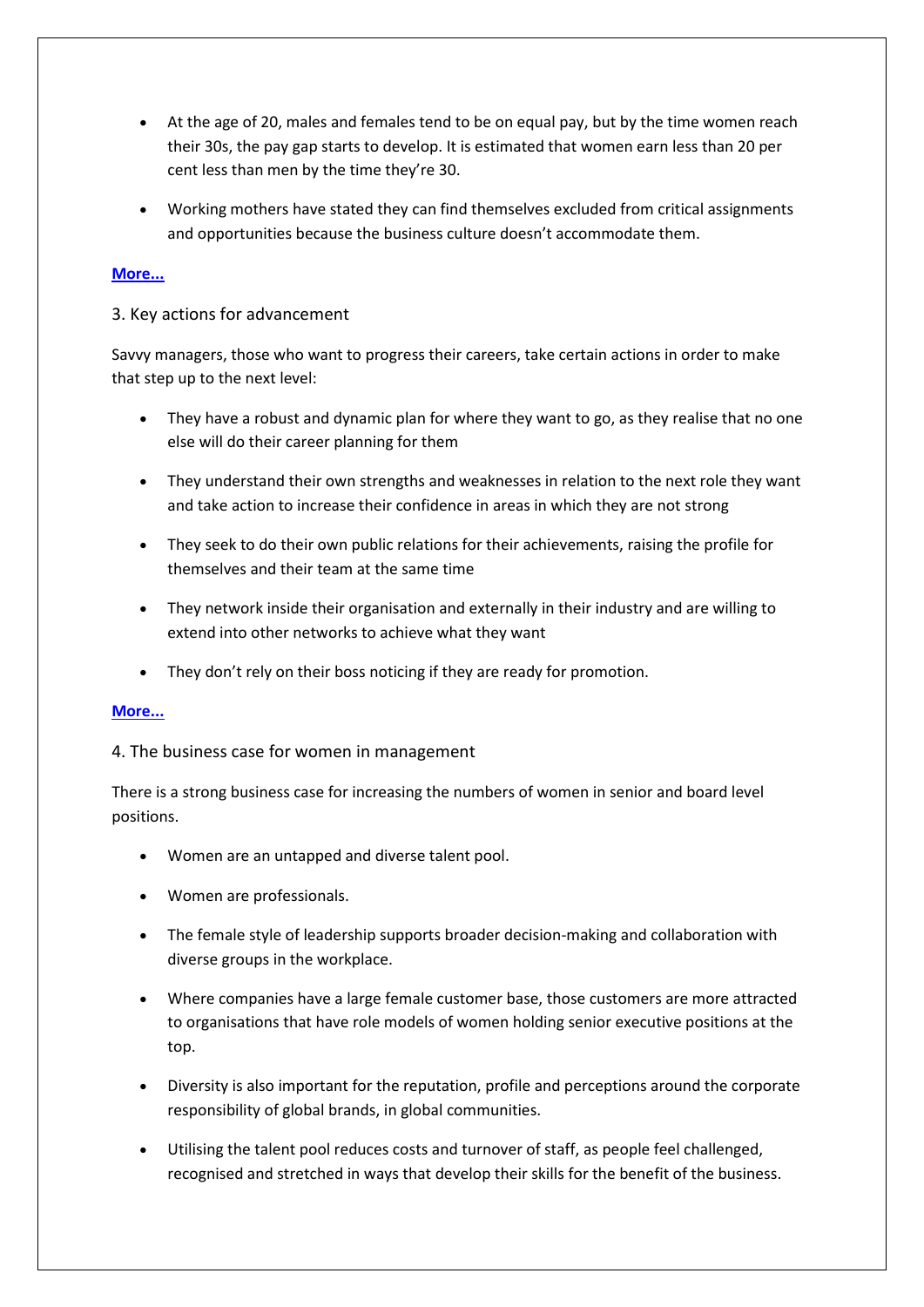- At the age of 20, males and females tend to be on equal pay, but by the time women reach their 30s, the pay gap starts to develop. It is estimated that women earn less than 20 per cent less than men by the time they're 30.
- Working mothers have stated they can find themselves excluded from critical assignments and opportunities because the business culture doesn't accommodate them.

**More...**

## 3. Key actions for advancement

Savvy managers, those who want to progress their careers, take certain actions in order to make that step up to the next level:

- They have a robust and dynamic plan for where they want to go, as they realise that no one else will do their career planning for them
- They understand their own strengths and weaknesses in relation to the next role they want and take action to increase their confidence in areas in which they are not strong
- They seek to do their own public relations for their achievements, raising the profile for themselves and their team at the same time
- They network inside their organisation and externally in their industry and are willing to extend into other networks to achieve what they want
- They don't rely on their boss noticing if they are ready for promotion.

**More...**

## 4. The business case for women in management

There is a strong business case for increasing the numbers of women in senior and board level positions.

- Women are an untapped and diverse talent pool.
- Women are professionals.
- The female style of leadership supports broader decision-making and collaboration with diverse groups in the workplace.
- Where companies have a large female customer base, those customers are more attracted to organisations that have role models of women holding senior executive positions at the top.
- Diversity is also important for the reputation, profile and perceptions around the corporate responsibility of global brands, in global communities.
- Utilising the talent pool reduces costs and turnover of staff, as people feel challenged, recognised and stretched in ways that develop their skills for the benefit of the business.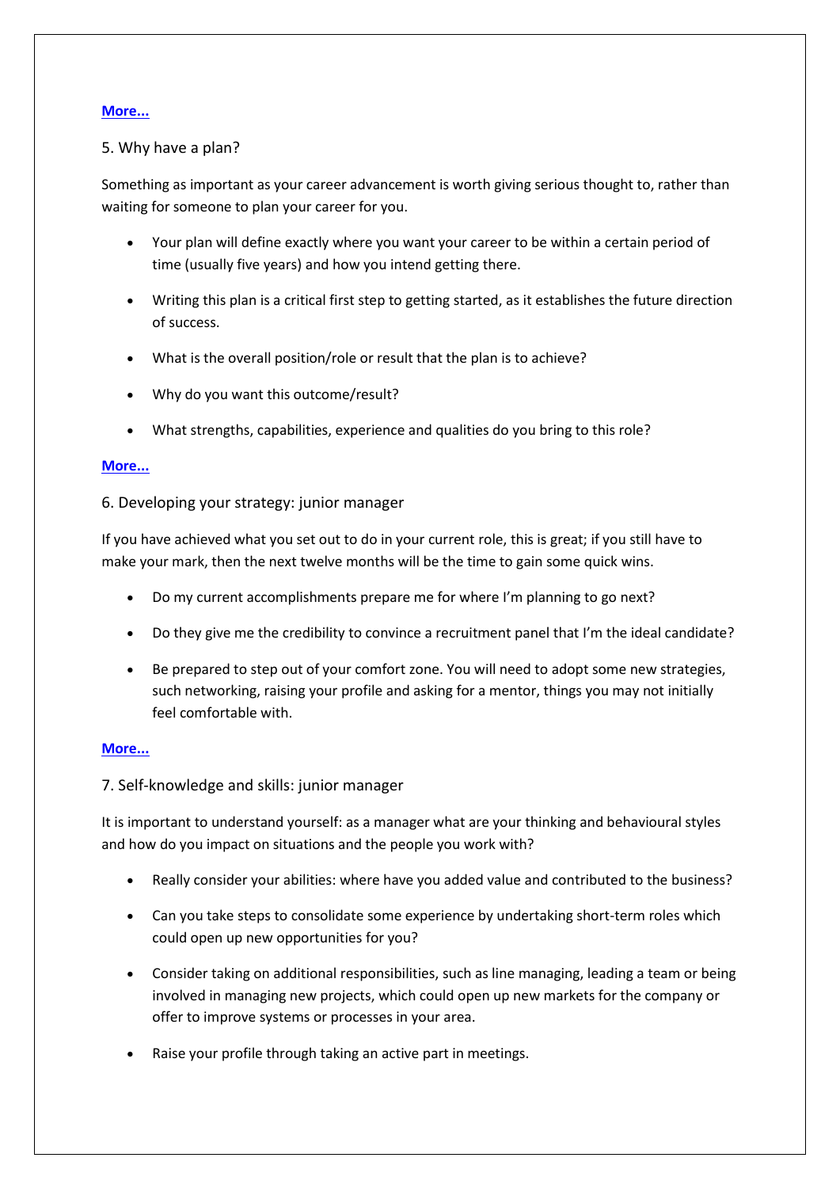**More...**

## 5. Why have a plan?

Something as important as your career advancement is worth giving serious thought to, rather than waiting for someone to plan your career for you.

- Your plan will define exactly where you want your career to be within a certain period of time (usually five years) and how you intend getting there.
- Writing this plan is a critical first step to getting started, as it establishes the future direction of success.
- What is the overall position/role or result that the plan is to achieve?
- Why do you want this outcome/result?
- What strengths, capabilities, experience and qualities do you bring to this role?

**More...**

## 6. Developing your strategy: junior manager

If you have achieved what you set out to do in your current role, this is great; if you still have to make your mark, then the next twelve months will be the time to gain some quick wins.

- Do my current accomplishments prepare me for where I'm planning to go next?
- Do they give me the credibility to convince a recruitment panel that I'm the ideal candidate?
- Be prepared to step out of your comfort zone. You will need to adopt some new strategies, such networking, raising your profile and asking for a mentor, things you may not initially feel comfortable with.

**More...**

## 7. Self-knowledge and skills: junior manager

It is important to understand yourself: as a manager what are your thinking and behavioural styles and how do you impact on situations and the people you work with?

- Really consider your abilities: where have you added value and contributed to the business?
- Can you take steps to consolidate some experience by undertaking short-term roles which could open up new opportunities for you?
- Consider taking on additional responsibilities, such as line managing, leading a team or being involved in managing new projects, which could open up new markets for the company or offer to improve systems or processes in your area.
- Raise your profile through taking an active part in meetings.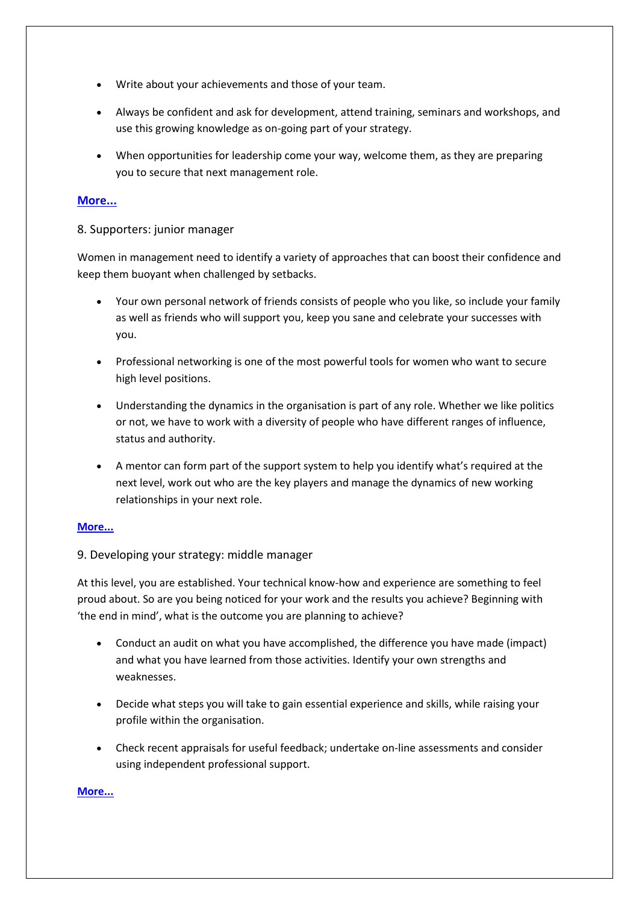- Write about your achievements and those of your team.
- Always be confident and ask for development, attend training, seminars and workshops, and use this growing knowledge as on-going part of your strategy.
- When opportunities for leadership come your way, welcome them, as they are preparing you to secure that next management role.

**More...**

## 8. Supporters: junior manager

Women in management need to identify a variety of approaches that can boost their confidence and keep them buoyant when challenged by setbacks.

- Your own personal network of friends consists of people who you like, so include your family as well as friends who will support you, keep you sane and celebrate your successes with you.
- Professional networking is one of the most powerful tools for women who want to secure high level positions.
- Understanding the dynamics in the organisation is part of any role. Whether we like politics or not, we have to work with a diversity of people who have different ranges of influence, status and authority.
- A mentor can form part of the support system to help you identify what's required at the next level, work out who are the key players and manage the dynamics of new working relationships in your next role.

**More...**

## 9. Developing your strategy: middle manager

At this level, you are established. Your technical know-how and experience are something to feel proud about. So are you being noticed for your work and the results you achieve? Beginning with 'the end in mind', what is the outcome you are planning to achieve?

- Conduct an audit on what you have accomplished, the difference you have made (impact) and what you have learned from those activities. Identify your own strengths and weaknesses.
- Decide what steps you will take to gain essential experience and skills, while raising your profile within the organisation.
- Check recent appraisals for useful feedback; undertake on-line assessments and consider using independent professional support.

**More...**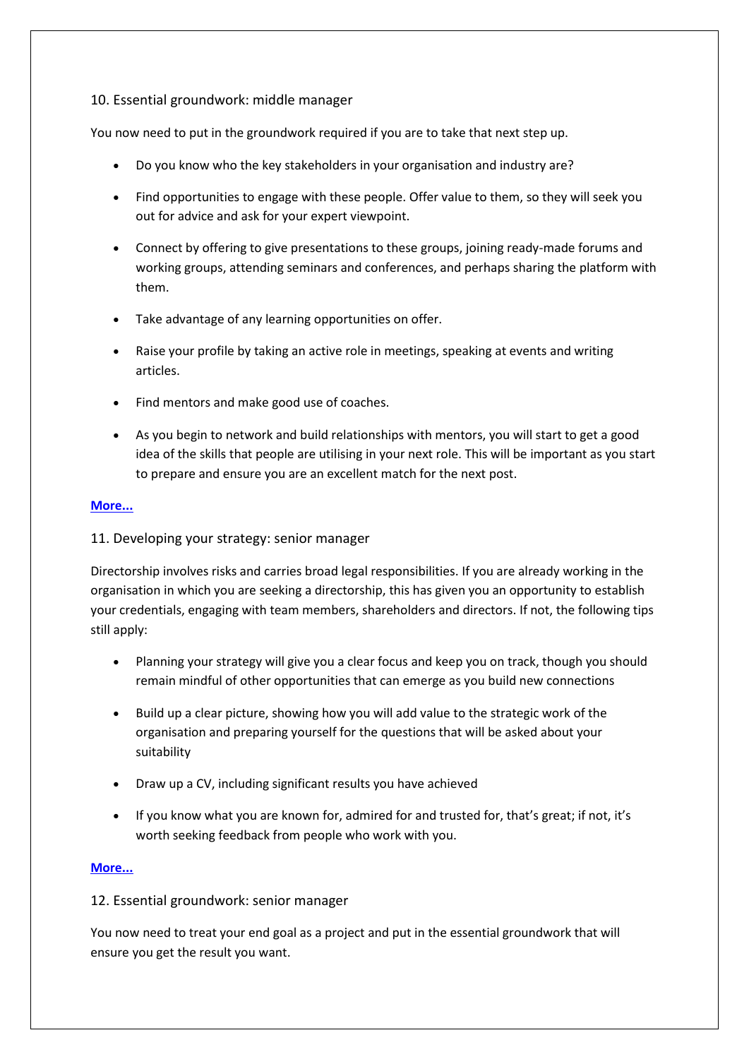## 10. Essential groundwork: middle manager

You now need to put in the groundwork required if you are to take that next step up.

- Do you know who the key stakeholders in your organisation and industry are?
- Find opportunities to engage with these people. Offer value to them, so they will seek you out for advice and ask for your expert viewpoint.
- Connect by offering to give presentations to these groups, joining ready-made forums and working groups, attending seminars and conferences, and perhaps sharing the platform with them.
- Take advantage of any learning opportunities on offer.
- Raise your profile by taking an active role in meetings, speaking at events and writing articles.
- Find mentors and make good use of coaches.
- As you begin to network and build relationships with mentors, you will start to get a good idea of the skills that people are utilising in your next role. This will be important as you start to prepare and ensure you are an excellent match for the next post.

**More...**

## 11. Developing your strategy: senior manager

Directorship involves risks and carries broad legal responsibilities. If you are already working in the organisation in which you are seeking a directorship, this has given you an opportunity to establish your credentials, engaging with team members, shareholders and directors. If not, the following tips still apply:

- Planning your strategy will give you a clear focus and keep you on track, though you should remain mindful of other opportunities that can emerge as you build new connections
- Build up a clear picture, showing how you will add value to the strategic work of the organisation and preparing yourself for the questions that will be asked about your suitability
- Draw up a CV, including significant results you have achieved
- If you know what you are known for, admired for and trusted for, that's great; if not, it's worth seeking feedback from people who work with you.

**More...**

## 12. Essential groundwork: senior manager

You now need to treat your end goal as a project and put in the essential groundwork that will ensure you get the result you want.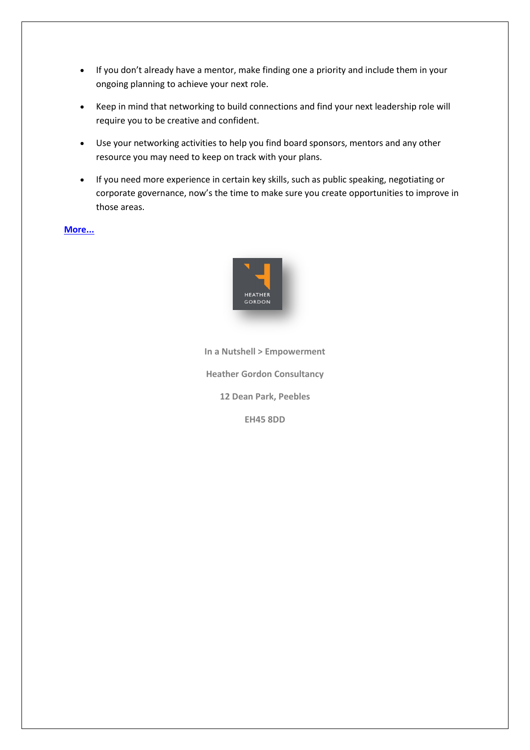- If you don't already have a mentor, make finding one a priority and include them in your ongoing planning to achieve your next role.
- Keep in mind that networking to build connections and find your next leadership role will require you to be creative and confident.
- Use your networking activities to help you find board sponsors, mentors and any other resource you may need to keep on track with your plans.
- If you need more experience in certain key skills, such as public speaking, negotiating or corporate governance, now's the time to make sure you create opportunities to improve in those areas.

**More...**

HEATHER GORDON

**In a Nutshell > Empowerment**

**Heather Gordon Consultancy**

**12 Dean Park, Peebles**

**EH45 8DD**